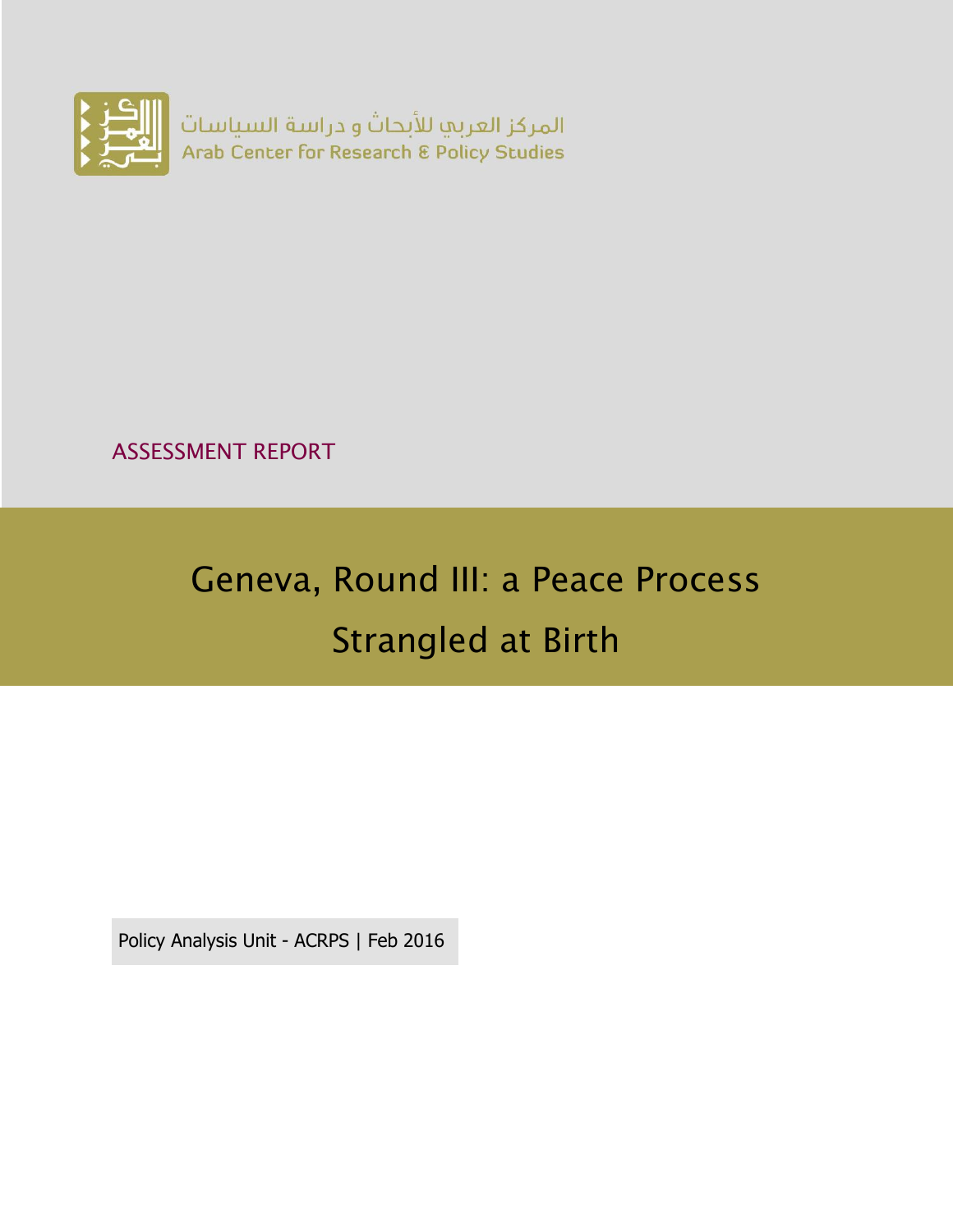المركز العربي للأبحاث و دراسة السياسات
Arab Center for Research & Policy Studies

ASSESSMENT REPORT

# Geneva, Round III: a Peace Process Strangled at Birth

Policy Analysis Unit - ACRPS | Feb 2016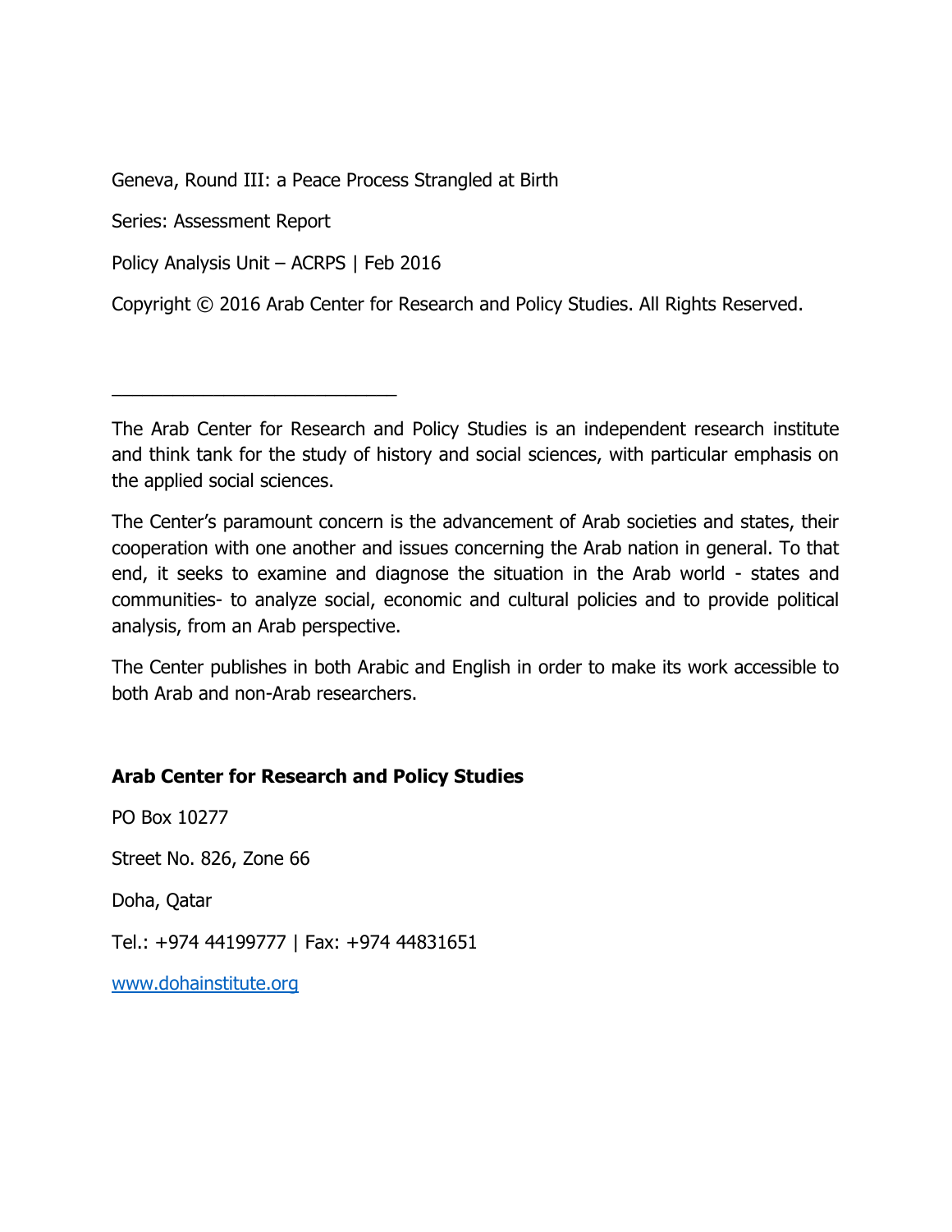Geneva, Round III: a Peace Process Strangled at Birth

Series: Assessment Report

Policy Analysis Unit – ACRPS | Feb 2016

Copyright © 2016 Arab Center for Research and Policy Studies. All Rights Reserved.

---

The Arab Center for Research and Policy Studies is an independent research institute and think tank for the study of history and social sciences, with particular emphasis on the applied social sciences.

The Center's paramount concern is the advancement of Arab societies and states, their cooperation with one another and issues concerning the Arab nation in general. To that end, it seeks to examine and diagnose the situation in the Arab world - states and communities- to analyze social, economic and cultural policies and to provide political analysis, from an Arab perspective.

The Center publishes in both Arabic and English in order to make its work accessible to both Arab and non-Arab researchers.

**Arab Center for Research and Policy Studies**

PO Box 10277

Street No. 826, Zone 66

Doha, Qatar

Tel.: +974 44199777 | Fax: +974 44831651

www.dohainstitute.org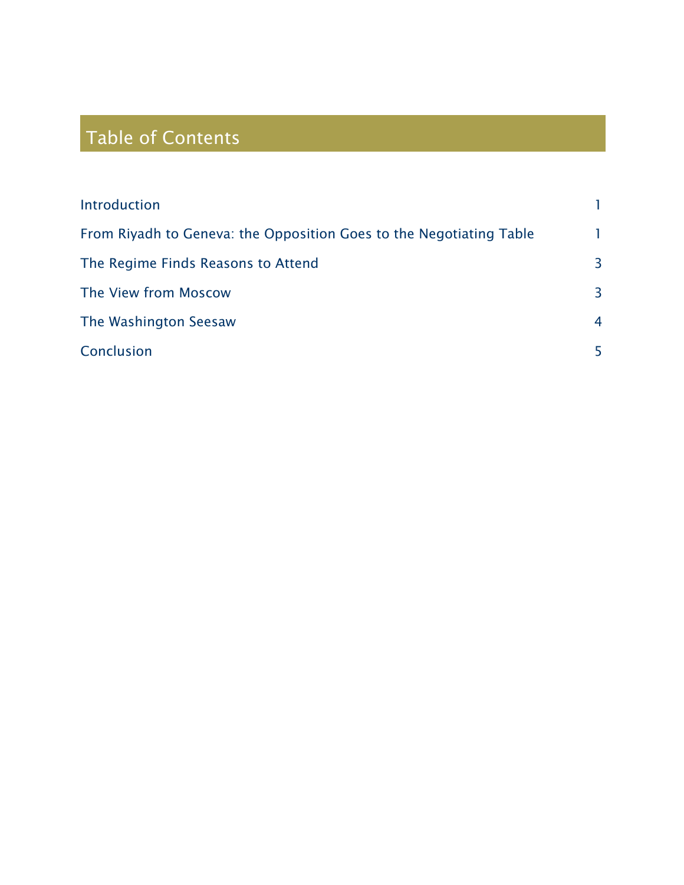## Table of Contents

| | |
|---|---|
| Introduction | 1 |
| From Riyadh to Geneva: the Opposition Goes to the Negotiating Table | 1 |
| The Regime Finds Reasons to Attend | 3 |
| The View from Moscow | 3 |
| The Washington Seesaw | 4 |
| Conclusion | 5 |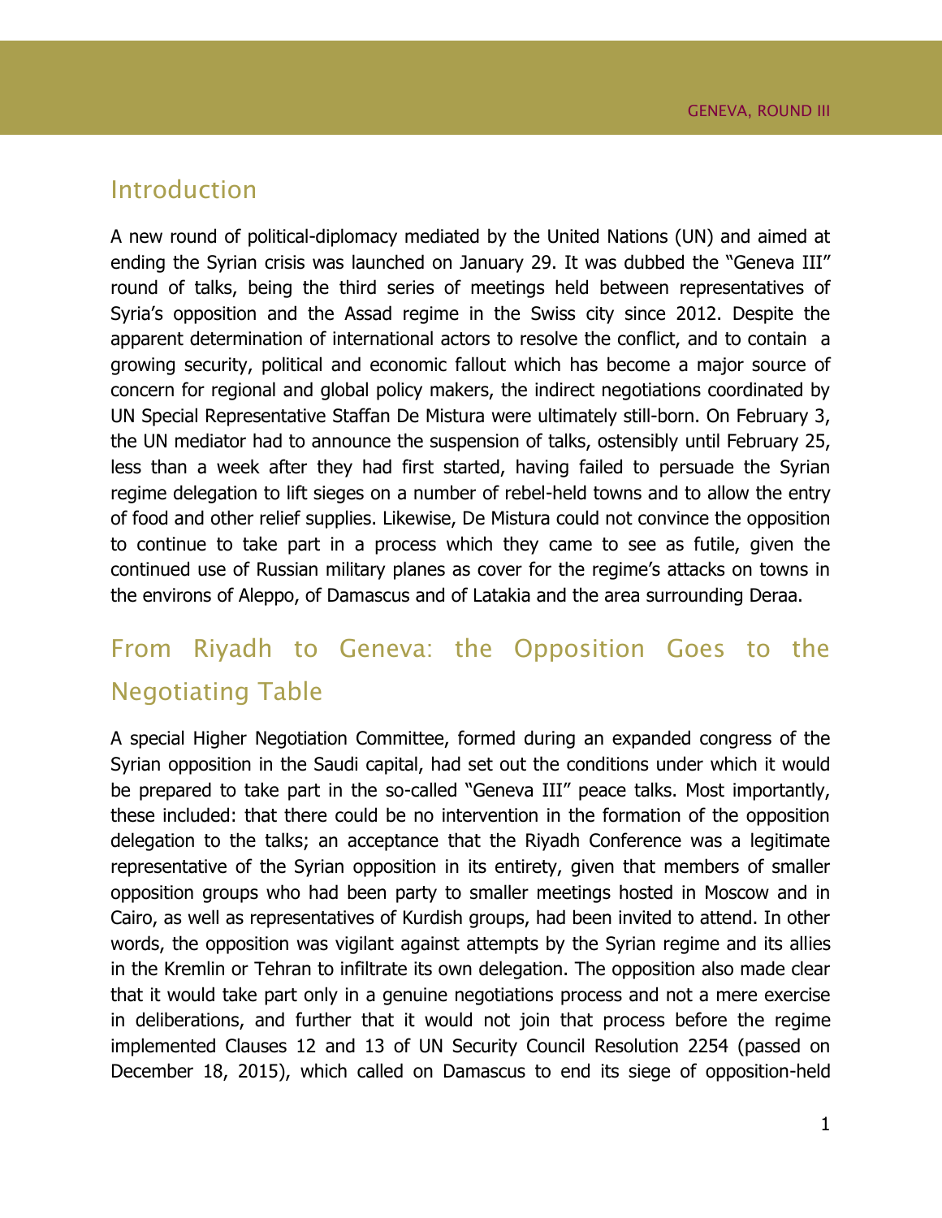## Introduction

A new round of political-diplomacy mediated by the United Nations (UN) and aimed at ending the Syrian crisis was launched on January 29. It was dubbed the "Geneva III" round of talks, being the third series of meetings held between representatives of Syria's opposition and the Assad regime in the Swiss city since 2012. Despite the apparent determination of international actors to resolve the conflict, and to contain a growing security, political and economic fallout which has become a major source of concern for regional and global policy makers, the indirect negotiations coordinated by UN Special Representative Staffan De Mistura were ultimately still-born. On February 3, the UN mediator had to announce the suspension of talks, ostensibly until February 25, less than a week after they had first started, having failed to persuade the Syrian regime delegation to lift sieges on a number of rebel-held towns and to allow the entry of food and other relief supplies. Likewise, De Mistura could not convince the opposition to continue to take part in a process which they came to see as futile, given the continued use of Russian military planes as cover for the regime's attacks on towns in the environs of Aleppo, of Damascus and of Latakia and the area surrounding Deraa.

## From Riyadh to Geneva: the Opposition Goes to the Negotiating Table

A special Higher Negotiation Committee, formed during an expanded congress of the Syrian opposition in the Saudi capital, had set out the conditions under which it would be prepared to take part in the so-called "Geneva III" peace talks. Most importantly, these included: that there could be no intervention in the formation of the opposition delegation to the talks; an acceptance that the Riyadh Conference was a legitimate representative of the Syrian opposition in its entirety, given that members of smaller opposition groups who had been party to smaller meetings hosted in Moscow and in Cairo, as well as representatives of Kurdish groups, had been invited to attend. In other words, the opposition was vigilant against attempts by the Syrian regime and its allies in the Kremlin or Tehran to infiltrate its own delegation. The opposition also made clear that it would take part only in a genuine negotiations process and not a mere exercise in deliberations, and further that it would not join that process before the regime implemented Clauses 12 and 13 of UN Security Council Resolution 2254 (passed on December 18, 2015), which called on Damascus to end its siege of opposition-held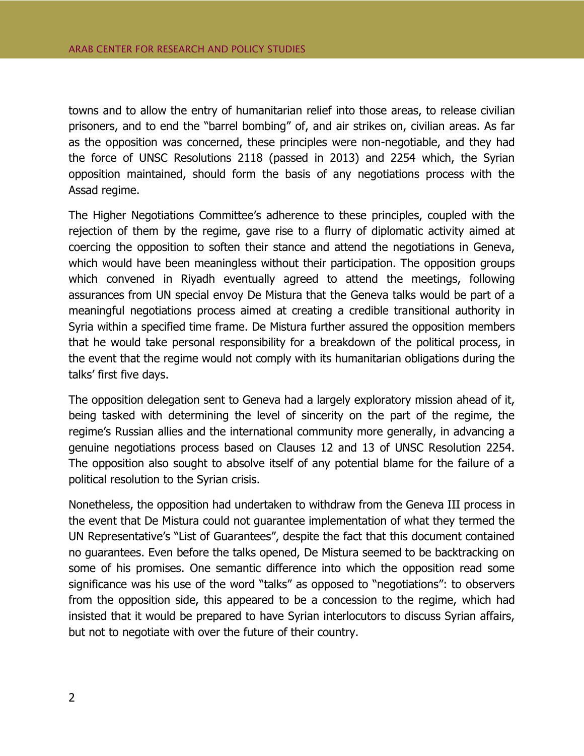towns and to allow the entry of humanitarian relief into those areas, to release civilian prisoners, and to end the "barrel bombing" of, and air strikes on, civilian areas. As far as the opposition was concerned, these principles were non-negotiable, and they had the force of UNSC Resolutions 2118 (passed in 2013) and 2254 which, the Syrian opposition maintained, should form the basis of any negotiations process with the Assad regime.

The Higher Negotiations Committee's adherence to these principles, coupled with the rejection of them by the regime, gave rise to a flurry of diplomatic activity aimed at coercing the opposition to soften their stance and attend the negotiations in Geneva, which would have been meaningless without their participation. The opposition groups which convened in Riyadh eventually agreed to attend the meetings, following assurances from UN special envoy De Mistura that the Geneva talks would be part of a meaningful negotiations process aimed at creating a credible transitional authority in Syria within a specified time frame. De Mistura further assured the opposition members that he would take personal responsibility for a breakdown of the political process, in the event that the regime would not comply with its humanitarian obligations during the talks' first five days.

The opposition delegation sent to Geneva had a largely exploratory mission ahead of it, being tasked with determining the level of sincerity on the part of the regime, the regime's Russian allies and the international community more generally, in advancing a genuine negotiations process based on Clauses 12 and 13 of UNSC Resolution 2254. The opposition also sought to absolve itself of any potential blame for the failure of a political resolution to the Syrian crisis.

Nonetheless, the opposition had undertaken to withdraw from the Geneva III process in the event that De Mistura could not guarantee implementation of what they termed the UN Representative's "List of Guarantees", despite the fact that this document contained no guarantees. Even before the talks opened, De Mistura seemed to be backtracking on some of his promises. One semantic difference into which the opposition read some significance was his use of the word "talks" as opposed to "negotiations": to observers from the opposition side, this appeared to be a concession to the regime, which had insisted that it would be prepared to have Syrian interlocutors to discuss Syrian affairs, but not to negotiate with over the future of their country.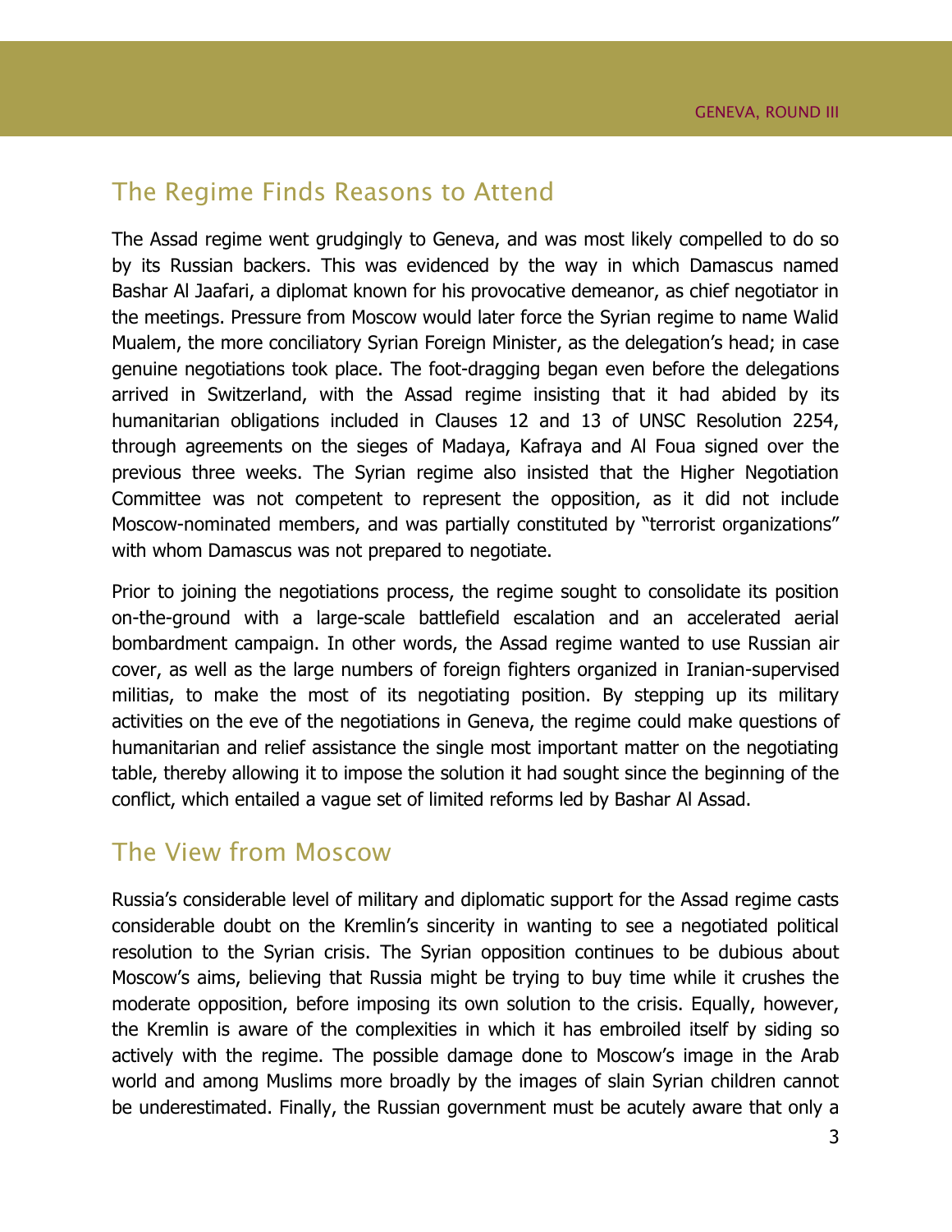## The Regime Finds Reasons to Attend

The Assad regime went grudgingly to Geneva, and was most likely compelled to do so by its Russian backers. This was evidenced by the way in which Damascus named Bashar Al Jaafari, a diplomat known for his provocative demeanor, as chief negotiator in the meetings. Pressure from Moscow would later force the Syrian regime to name Walid Mualem, the more conciliatory Syrian Foreign Minister, as the delegation's head; in case genuine negotiations took place. The foot-dragging began even before the delegations arrived in Switzerland, with the Assad regime insisting that it had abided by its humanitarian obligations included in Clauses 12 and 13 of UNSC Resolution 2254, through agreements on the sieges of Madaya, Kafraya and Al Foua signed over the previous three weeks. The Syrian regime also insisted that the Higher Negotiation Committee was not competent to represent the opposition, as it did not include Moscow-nominated members, and was partially constituted by "terrorist organizations" with whom Damascus was not prepared to negotiate.

Prior to joining the negotiations process, the regime sought to consolidate its position on-the-ground with a large-scale battlefield escalation and an accelerated aerial bombardment campaign. In other words, the Assad regime wanted to use Russian air cover, as well as the large numbers of foreign fighters organized in Iranian-supervised militias, to make the most of its negotiating position. By stepping up its military activities on the eve of the negotiations in Geneva, the regime could make questions of humanitarian and relief assistance the single most important matter on the negotiating table, thereby allowing it to impose the solution it had sought since the beginning of the conflict, which entailed a vague set of limited reforms led by Bashar Al Assad.

## The View from Moscow

Russia's considerable level of military and diplomatic support for the Assad regime casts considerable doubt on the Kremlin's sincerity in wanting to see a negotiated political resolution to the Syrian crisis. The Syrian opposition continues to be dubious about Moscow's aims, believing that Russia might be trying to buy time while it crushes the moderate opposition, before imposing its own solution to the crisis. Equally, however, the Kremlin is aware of the complexities in which it has embroiled itself by siding so actively with the regime. The possible damage done to Moscow's image in the Arab world and among Muslims more broadly by the images of slain Syrian children cannot be underestimated. Finally, the Russian government must be acutely aware that only a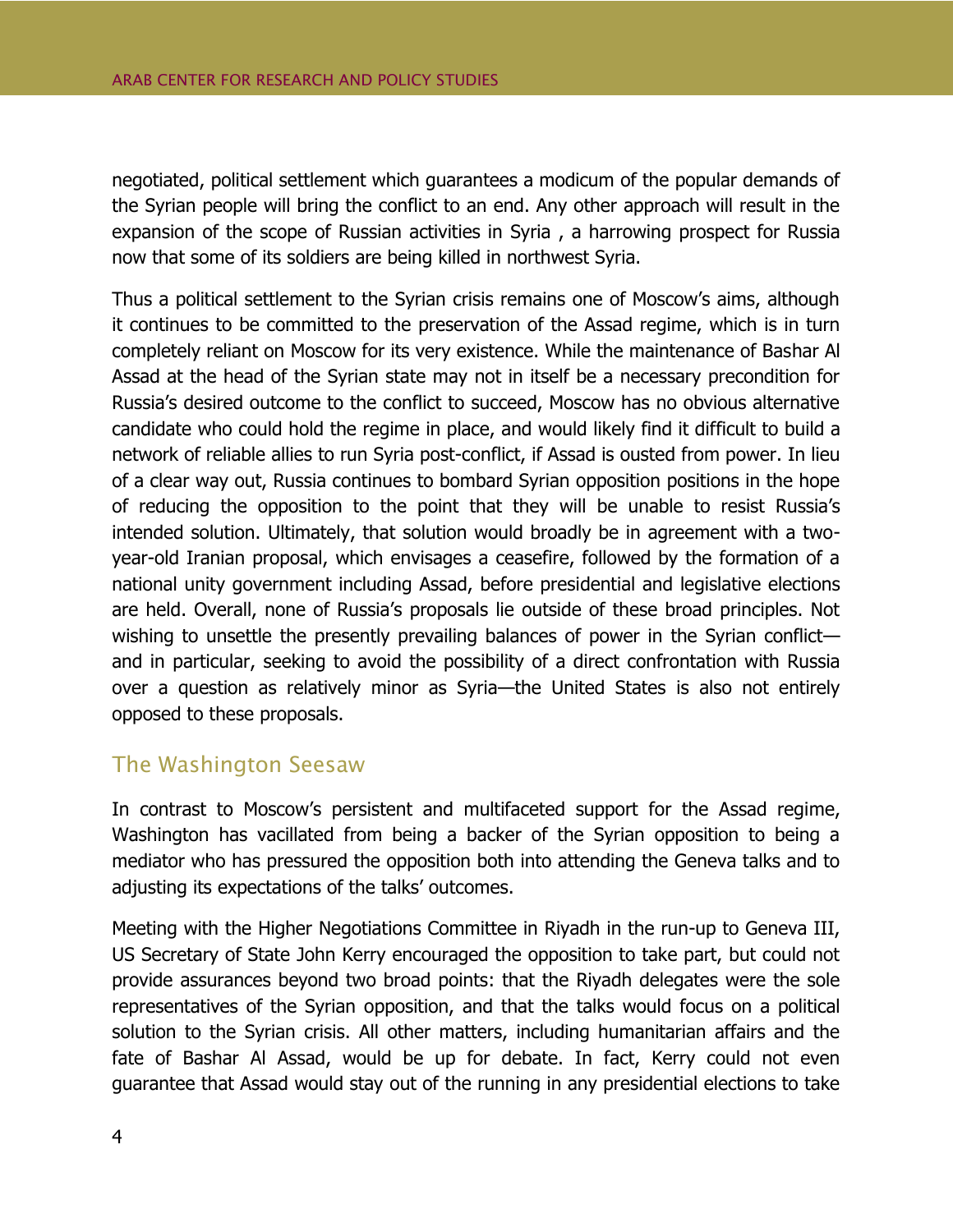negotiated, political settlement which guarantees a modicum of the popular demands of the Syrian people will bring the conflict to an end. Any other approach will result in the expansion of the scope of Russian activities in Syria , a harrowing prospect for Russia now that some of its soldiers are being killed in northwest Syria.

Thus a political settlement to the Syrian crisis remains one of Moscow's aims, although it continues to be committed to the preservation of the Assad regime, which is in turn completely reliant on Moscow for its very existence. While the maintenance of Bashar Al Assad at the head of the Syrian state may not in itself be a necessary precondition for Russia's desired outcome to the conflict to succeed, Moscow has no obvious alternative candidate who could hold the regime in place, and would likely find it difficult to build a network of reliable allies to run Syria post-conflict, if Assad is ousted from power. In lieu of a clear way out, Russia continues to bombard Syrian opposition positions in the hope of reducing the opposition to the point that they will be unable to resist Russia's intended solution. Ultimately, that solution would broadly be in agreement with a two-year-old Iranian proposal, which envisages a ceasefire, followed by the formation of a national unity government including Assad, before presidential and legislative elections are held. Overall, none of Russia's proposals lie outside of these broad principles. Not wishing to unsettle the presently prevailing balances of power in the Syrian conflict—and in particular, seeking to avoid the possibility of a direct confrontation with Russia over a question as relatively minor as Syria—the United States is also not entirely opposed to these proposals.

## The Washington Seesaw

In contrast to Moscow's persistent and multifaceted support for the Assad regime, Washington has vacillated from being a backer of the Syrian opposition to being a mediator who has pressured the opposition both into attending the Geneva talks and to adjusting its expectations of the talks' outcomes.

Meeting with the Higher Negotiations Committee in Riyadh in the run-up to Geneva III, US Secretary of State John Kerry encouraged the opposition to take part, but could not provide assurances beyond two broad points: that the Riyadh delegates were the sole representatives of the Syrian opposition, and that the talks would focus on a political solution to the Syrian crisis. All other matters, including humanitarian affairs and the fate of Bashar Al Assad, would be up for debate. In fact, Kerry could not even guarantee that Assad would stay out of the running in any presidential elections to take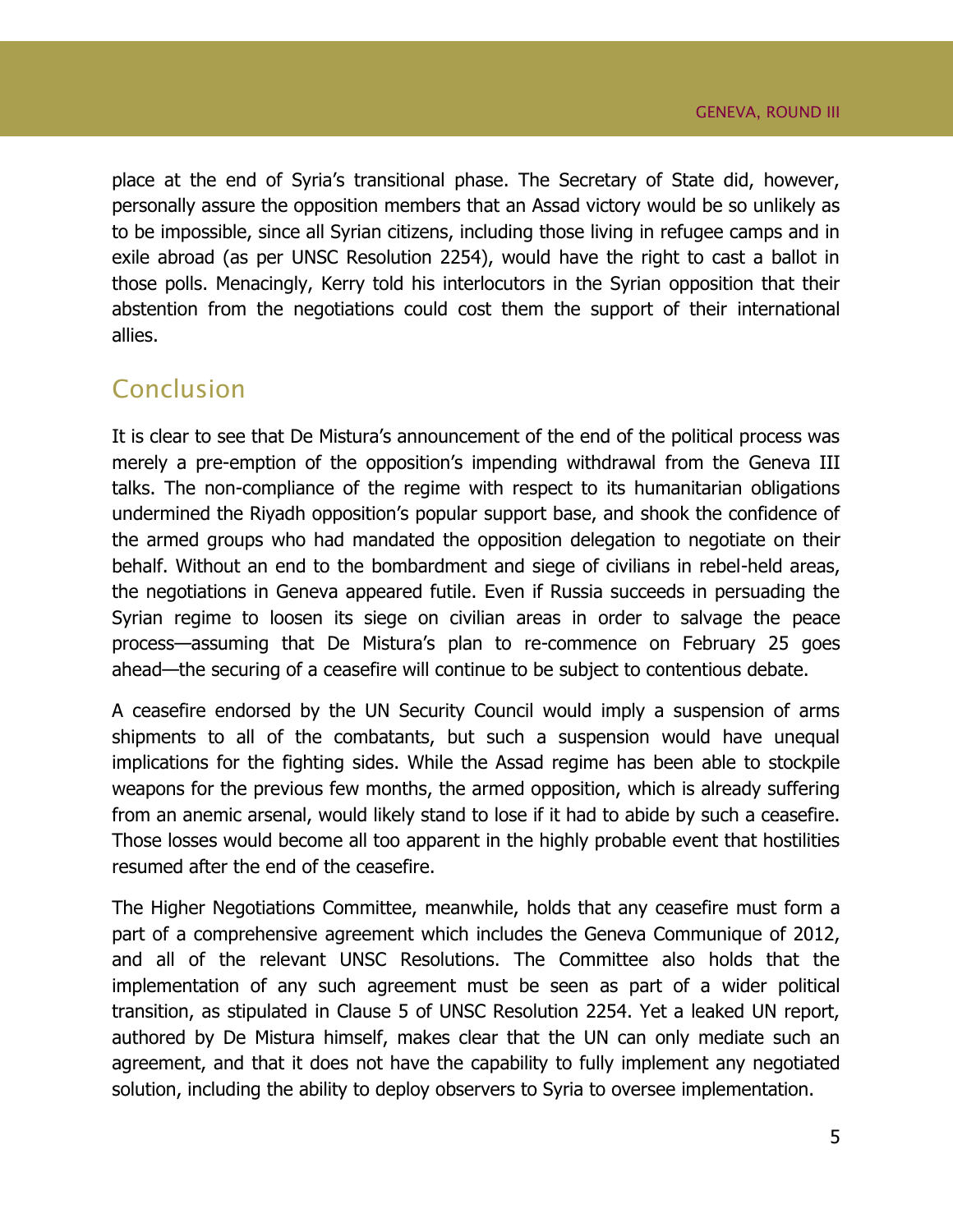place at the end of Syria's transitional phase. The Secretary of State did, however, personally assure the opposition members that an Assad victory would be so unlikely as to be impossible, since all Syrian citizens, including those living in refugee camps and in exile abroad (as per UNSC Resolution 2254), would have the right to cast a ballot in those polls. Menacingly, Kerry told his interlocutors in the Syrian opposition that their abstention from the negotiations could cost them the support of their international allies.

## Conclusion

It is clear to see that De Mistura's announcement of the end of the political process was merely a pre-emption of the opposition's impending withdrawal from the Geneva III talks. The non-compliance of the regime with respect to its humanitarian obligations undermined the Riyadh opposition's popular support base, and shook the confidence of the armed groups who had mandated the opposition delegation to negotiate on their behalf. Without an end to the bombardment and siege of civilians in rebel-held areas, the negotiations in Geneva appeared futile. Even if Russia succeeds in persuading the Syrian regime to loosen its siege on civilian areas in order to salvage the peace process—assuming that De Mistura's plan to re-commence on February 25 goes ahead—the securing of a ceasefire will continue to be subject to contentious debate.

A ceasefire endorsed by the UN Security Council would imply a suspension of arms shipments to all of the combatants, but such a suspension would have unequal implications for the fighting sides. While the Assad regime has been able to stockpile weapons for the previous few months, the armed opposition, which is already suffering from an anemic arsenal, would likely stand to lose if it had to abide by such a ceasefire. Those losses would become all too apparent in the highly probable event that hostilities resumed after the end of the ceasefire.

The Higher Negotiations Committee, meanwhile, holds that any ceasefire must form a part of a comprehensive agreement which includes the Geneva Communique of 2012, and all of the relevant UNSC Resolutions. The Committee also holds that the implementation of any such agreement must be seen as part of a wider political transition, as stipulated in Clause 5 of UNSC Resolution 2254. Yet a leaked UN report, authored by De Mistura himself, makes clear that the UN can only mediate such an agreement, and that it does not have the capability to fully implement any negotiated solution, including the ability to deploy observers to Syria to oversee implementation.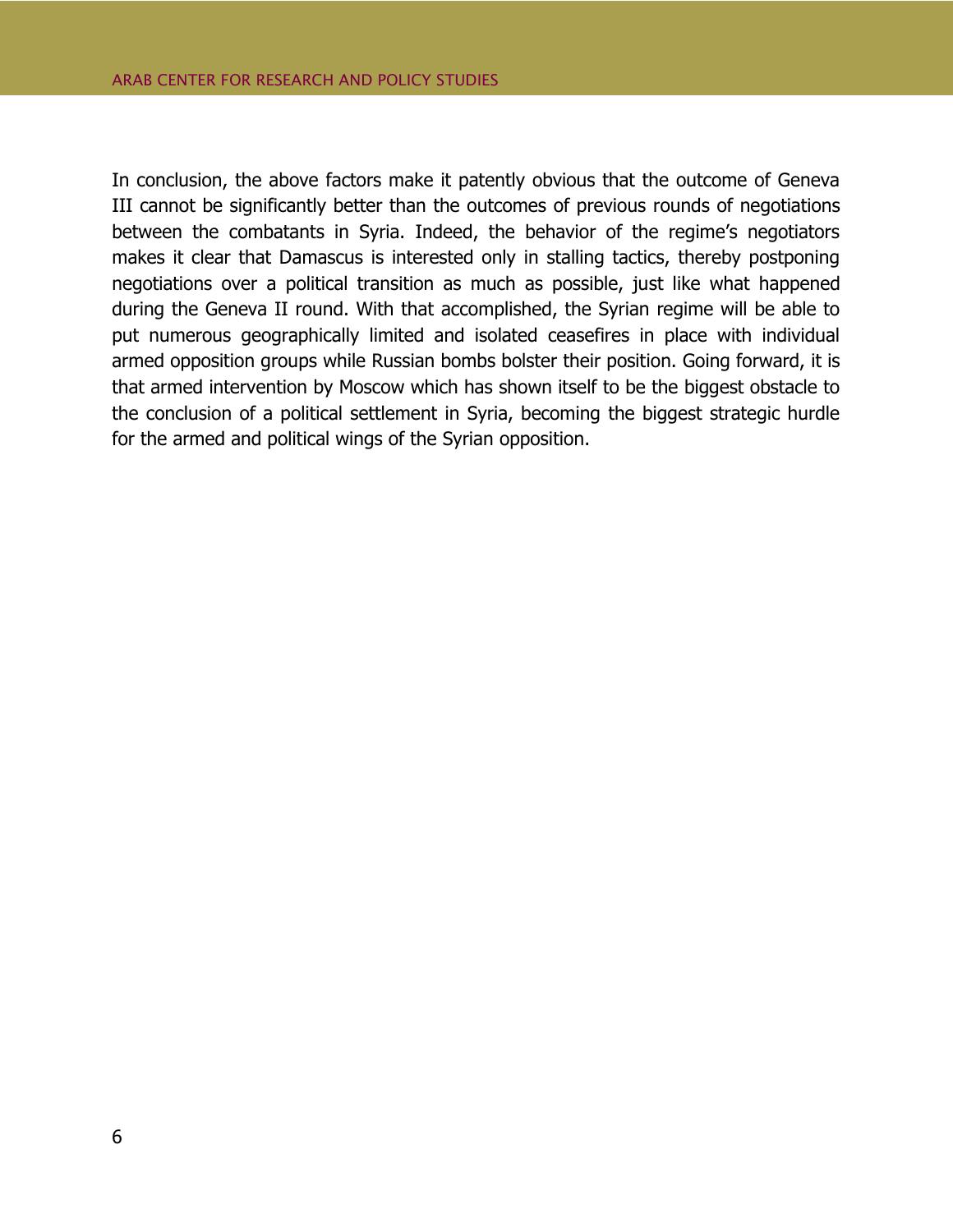In conclusion, the above factors make it patently obvious that the outcome of Geneva III cannot be significantly better than the outcomes of previous rounds of negotiations between the combatants in Syria. Indeed, the behavior of the regime's negotiators makes it clear that Damascus is interested only in stalling tactics, thereby postponing negotiations over a political transition as much as possible, just like what happened during the Geneva II round. With that accomplished, the Syrian regime will be able to put numerous geographically limited and isolated ceasefires in place with individual armed opposition groups while Russian bombs bolster their position. Going forward, it is that armed intervention by Moscow which has shown itself to be the biggest obstacle to the conclusion of a political settlement in Syria, becoming the biggest strategic hurdle for the armed and political wings of the Syrian opposition.